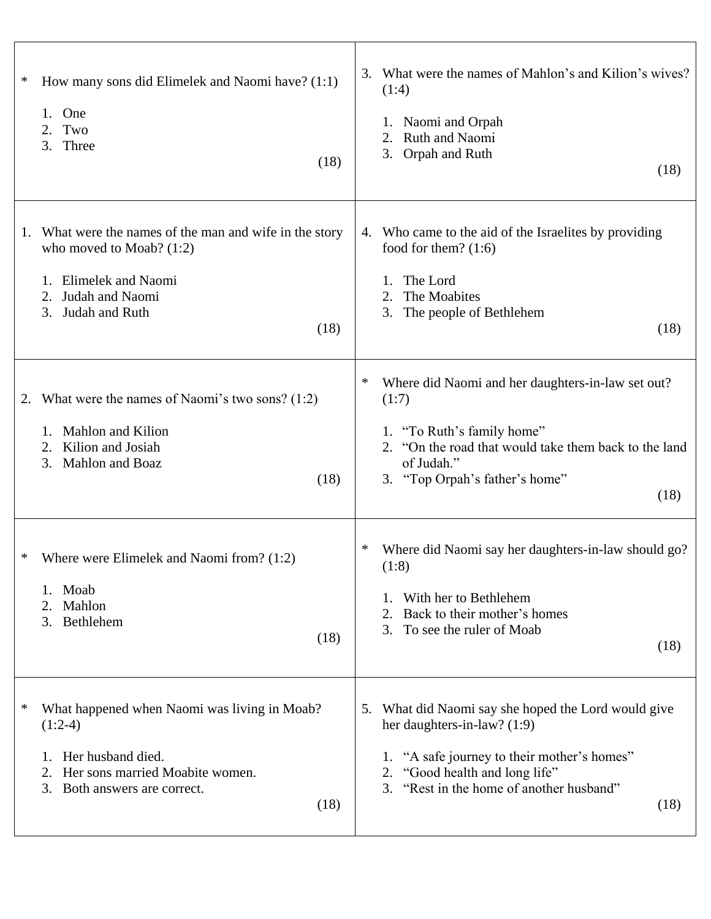\* How many sons did Elimelek and Naomi have? (1:1)

1. One
2. Two
3. Three

(18)

---

1. What were the names of the man and wife in the story who moved to Moab? (1:2)

   1. Elimelek and Naomi
   2. Judah and Naomi
   3. Judah and Ruth

(18)

---

2. What were the names of Naomi's two sons? (1:2)

   1. Mahlon and Kilion
   2. Kilion and Josiah
   3. Mahlon and Boaz

(18)

---

\* Where were Elimelek and Naomi from? (1:2)

1. Moab
2. Mahlon
3. Bethlehem

(18)

---

\* What happened when Naomi was living in Moab? (1:2-4)

1. Her husband died.
2. Her sons married Moabite women.
3. Both answers are correct.

(18)

---

3. What were the names of Mahlon's and Kilion's wives? (1:4)

   1. Naomi and Orpah
   2. Ruth and Naomi
   3. Orpah and Ruth

(18)

---

4. Who came to the aid of the Israelites by providing food for them? (1:6)

   1. The Lord
   2. The Moabites
   3. The people of Bethlehem

(18)

---

\* Where did Naomi and her daughters-in-law set out? (1:7)

1. "To Ruth's family home"
2. "On the road that would take them back to the land of Judah."
3. "Top Orpah's father's home"

(18)

---

\* Where did Naomi say her daughters-in-law should go? (1:8)

1. With her to Bethlehem
2. Back to their mother's homes
3. To see the ruler of Moab

(18)

---

5. What did Naomi say she hoped the Lord would give her daughters-in-law? (1:9)

   1. "A safe journey to their mother's homes"
   2. "Good health and long life"
   3. "Rest in the home of another husband"

(18)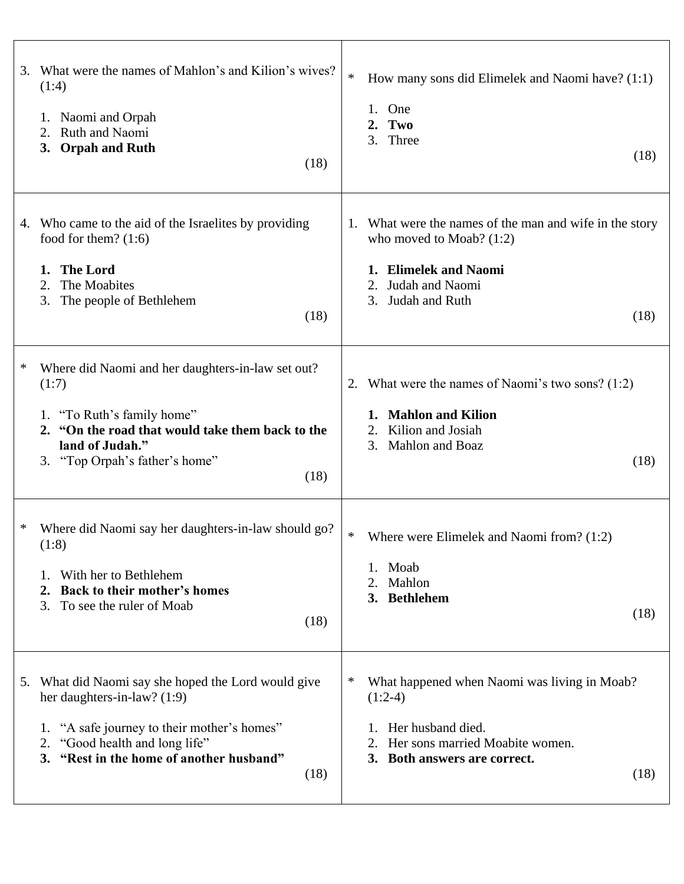3. What were the names of Mahlon's and Kilion's wives? (1:4)

   1. Naomi and Orpah
   2. Ruth and Naomi
   3. **Orpah and Ruth**

   (18)

* How many sons did Elimelek and Naomi have? (1:1)

   1. One
   2. **Two**
   3. Three

   (18)

4. Who came to the aid of the Israelites by providing food for them? (1:6)

   1. **The Lord**
   2. The Moabites
   3. The people of Bethlehem

   (18)

1. What were the names of the man and wife in the story who moved to Moab? (1:2)

   1. **Elimelek and Naomi**
   2. Judah and Naomi
   3. Judah and Ruth

   (18)

* Where did Naomi and her daughters-in-law set out? (1:7)

   1. "To Ruth's family home"
   2. **"On the road that would take them back to the land of Judah."**
   3. "Top Orpah's father's home"

   (18)

2. What were the names of Naomi's two sons? (1:2)

   1. **Mahlon and Kilion**
   2. Kilion and Josiah
   3. Mahlon and Boaz

   (18)

* Where did Naomi say her daughters-in-law should go? (1:8)

   1. With her to Bethlehem
   2. **Back to their mother's homes**
   3. To see the ruler of Moab

   (18)

* Where were Elimelek and Naomi from? (1:2)

   1. Moab
   2. Mahlon
   3. **Bethlehem**

   (18)

5. What did Naomi say she hoped the Lord would give her daughters-in-law? (1:9)

   1. "A safe journey to their mother's homes"
   2. "Good health and long life"
   3. **"Rest in the home of another husband"**

   (18)

* What happened when Naomi was living in Moab? (1:2-4)

   1. Her husband died.
   2. Her sons married Moabite women.
   3. **Both answers are correct.**

   (18)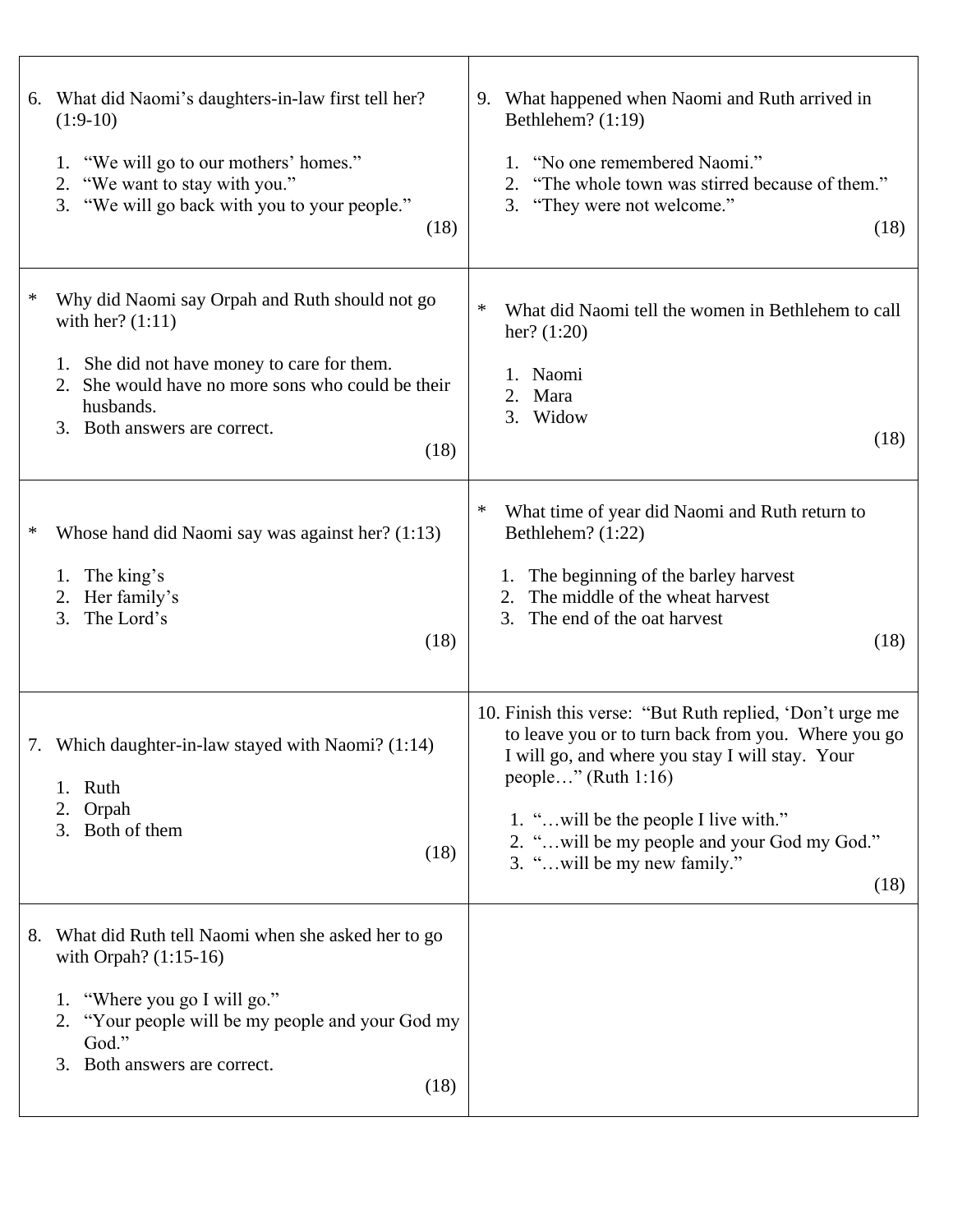6. What did Naomi's daughters-in-law first tell her? (1:9-10)

   1. "We will go to our mothers' homes."
   2. "We want to stay with you."
   3. "We will go back with you to your people."

   (18)

\* Why did Naomi say Orpah and Ruth should not go with her? (1:11)

   1. She did not have money to care for them.
   2. She would have no more sons who could be their husbands.
   3. Both answers are correct.

   (18)

\* Whose hand did Naomi say was against her? (1:13)

   1. The king's
   2. Her family's
   3. The Lord's

   (18)

7. Which daughter-in-law stayed with Naomi? (1:14)

   1. Ruth
   2. Orpah
   3. Both of them

   (18)

8. What did Ruth tell Naomi when she asked her to go with Orpah? (1:15-16)

   1. "Where you go I will go."
   2. "Your people will be my people and your God my God."
   3. Both answers are correct.

   (18)

9. What happened when Naomi and Ruth arrived in Bethlehem? (1:19)

   1. "No one remembered Naomi."
   2. "The whole town was stirred because of them."
   3. "They were not welcome."

   (18)

\* What did Naomi tell the women in Bethlehem to call her? (1:20)

   1. Naomi
   2. Mara
   3. Widow

   (18)

\* What time of year did Naomi and Ruth return to Bethlehem? (1:22)

   1. The beginning of the barley harvest
   2. The middle of the wheat harvest
   3. The end of the oat harvest

   (18)

10. Finish this verse: "But Ruth replied, 'Don't urge me to leave you or to turn back from you. Where you go I will go, and where you stay I will stay. Your people…" (Ruth 1:16)

    1. "…will be the people I live with."
    2. "…will be my people and your God my God."
    3. "…will be my new family."

    (18)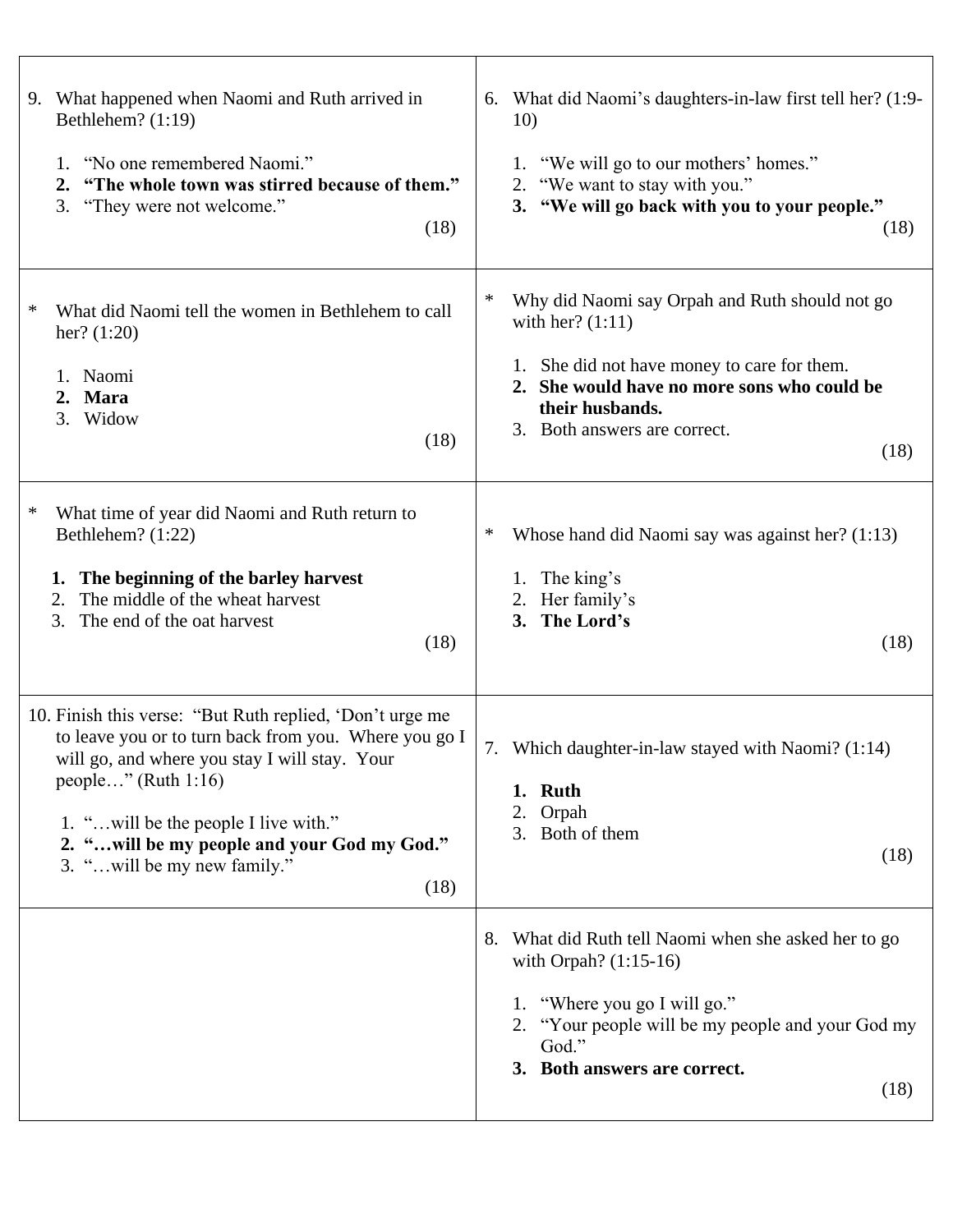| | |
|---|---|
| 9. What happened when Naomi and Ruth arrived in Bethlehem? (1:19)<br><br>1. “No one remembered Naomi.”<br>**2. “The whole town was stirred because of them.”**<br>3. “They were not welcome.”<br>(18) | 6. What did Naomi’s daughters-in-law first tell her? (1:9-10)<br><br>1. “We will go to our mothers’ homes.”<br>2. “We want to stay with you.”<br>**3. “We will go back with you to your people.”**<br>(18) |
| * What did Naomi tell the women in Bethlehem to call her? (1:20)<br><br>1. Naomi<br>**2. Mara**<br>3. Widow<br>(18) | * Why did Naomi say Orpah and Ruth should not go with her? (1:11)<br><br>1. She did not have money to care for them.<br>**2. She would have no more sons who could be their husbands.**<br>3. Both answers are correct.<br>(18) |
| * What time of year did Naomi and Ruth return to Bethlehem? (1:22)<br><br>**1. The beginning of the barley harvest**<br>2. The middle of the wheat harvest<br>3. The end of the oat harvest<br>(18) | * Whose hand did Naomi say was against her? (1:13)<br><br>1. The king’s<br>2. Her family’s<br>**3. The Lord’s**<br>(18) |
| 10. Finish this verse: “But Ruth replied, ‘Don’t urge me to leave you or to turn back from you. Where you go I will go, and where you stay I will stay. Your people…” (Ruth 1:16)<br><br>1. “…will be the people I live with.”<br>**2. “…will be my people and your God my God.”**<br>3. “…will be my new family.”<br>(18) | 7. Which daughter-in-law stayed with Naomi? (1:14)<br><br>**1. Ruth**<br>2. Orpah<br>3. Both of them<br>(18) |
| | 8. What did Ruth tell Naomi when she asked her to go with Orpah? (1:15-16)<br><br>1. “Where you go I will go.”<br>2. “Your people will be my people and your God my God.”<br>**3. Both answers are correct.**<br>(18) |